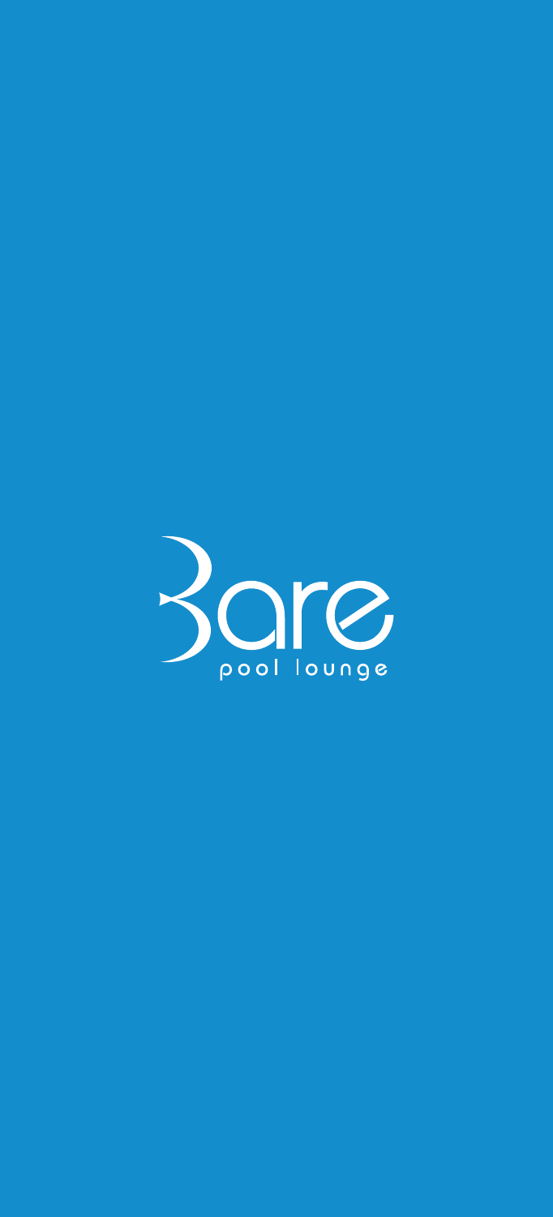# Bare

pool lounge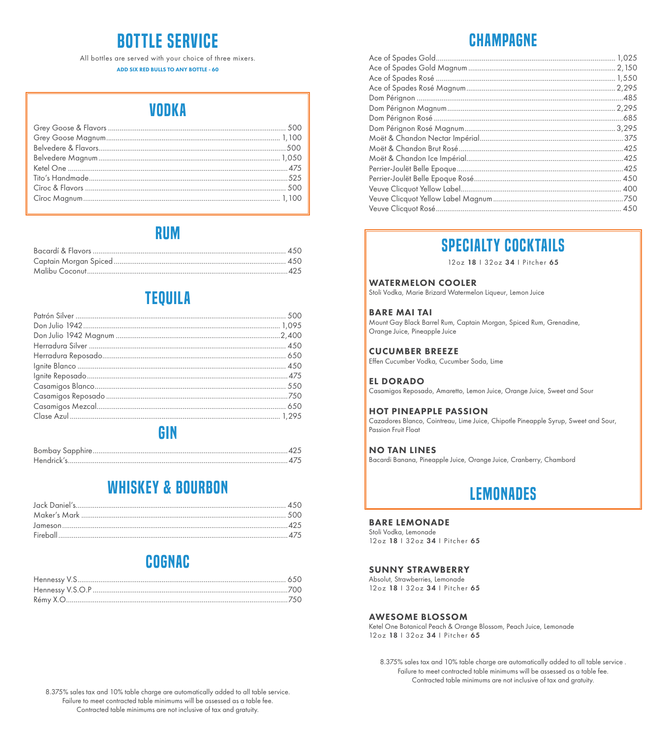# BOTTLE SERVICE

All bottles are served with your choice of three mixers.

**ADD SIX RED BULLS TO ANY BOTTLE - 60**

## VODKA

| Item | Price |
|---|---|
| Grey Goose & Flavors | 500 |
| Grey Goose Magnum | 1,100 |
| Belvedere & Flavors | 500 |
| Belvedere Magnum | 1,050 |
| Ketel One | 475 |
| Tito's Handmade | 525 |
| Cîroc & Flavors | 500 |
| Cîroc Magnum | 1,100 |

## RUM

| Item | Price |
|---|---|
| Bacardí & Flavors | 450 |
| Captain Morgan Spiced | 450 |
| Malibu Coconut | 425 |

## TEQUILA

| Item | Price |
|---|---|
| Patrón Silver | 500 |
| Don Julio 1942 | 1,095 |
| Don Julio 1942 Magnum | 2,400 |
| Herradura Silver | 450 |
| Herradura Reposado | 650 |
| Ignite Blanco | 450 |
| Ignite Reposado | 475 |
| Casamigos Blanco | 550 |
| Casamigos Reposado | 750 |
| Casamigos Mezcal | 650 |
| Clase Azul | 1,295 |

## GIN

| Item | Price |
|---|---|
| Bombay Sapphire | 425 |
| Hendrick's | 475 |

## WHISKEY & BOURBON

| Item | Price |
|---|---|
| Jack Daniel's | 450 |
| Maker's Mark | 500 |
| Jameson | 425 |
| Fireball | 475 |

## COGNAC

| Item | Price |
|---|---|
| Hennessy V.S | 650 |
| Hennessy V.S.O.P | 700 |
| Rémy X.O | 750 |

8.375% sales tax and 10% table charge are automatically added to all table service.
Failure to meet contracted table minimums will be assessed as a table fee.
Contracted table minimums are not inclusive of tax and gratuity.

## CHAMPAGNE

| Item | Price |
|---|---|
| Ace of Spades Gold | 1,025 |
| Ace of Spades Gold Magnum | 2,150 |
| Ace of Spades Rosé | 1,550 |
| Ace of Spades Rosé Magnum | 2,295 |
| Dom Pérignon | 485 |
| Dom Pérignon Magnum | 2,295 |
| Dom Pérignon Rosé | 685 |
| Dom Pérignon Rosé Magnum | 3,295 |
| Moët & Chandon Nectar Impérial | 375 |
| Moët & Chandon Brut Rosé | 425 |
| Moët & Chandon Ice Impérial | 425 |
| Perrier-Joulët Belle Epoque | 425 |
| Perrier-Joulët Belle Epoque Rosé | 450 |
| Veuve Clicquot Yellow Label | 400 |
| Veuve Clicquot Yellow Label Magnum | 750 |
| Veuve Clicquot Rosé | 450 |

## SPECIALTY COCKTAILS

12oz **18** | 32oz **34** | Pitcher **65**

**WATERMELON COOLER**
Stoli Vodka, Marie Brizard Watermelon Liqueur, Lemon Juice

**BARE MAI TAI**
Mount Gay Black Barrel Rum, Captain Morgan, Spiced Rum, Grenadine, Orange Juice, Pineapple Juice

**CUCUMBER BREEZE**
Effen Cucumber Vodka, Cucumber Soda, Lime

**EL DORADO**
Casamigos Reposado, Amaretto, Lemon Juice, Orange Juice, Sweet and Sour

**HOT PINEAPPLE PASSION**
Cazadores Blanco, Cointreau, Lime Juice, Chipotle Pineapple Syrup, Sweet and Sour, Passion Fruit Float

**NO TAN LINES**
Bacardi Banana, Pineapple Juice, Orange Juice, Cranberry, Chambord

## LEMONADES

**BARE LEMONADE**
Stoli Vodka, Lemonade
12oz **18** | 32oz **34** | Pitcher **65**

**SUNNY STRAWBERRY**
Absolut, Strawberries, Lemonade
12oz **18** | 32oz **34** | Pitcher **65**

**AWESOME BLOSSOM**
Ketel One Botanical Peach & Orange Blossom, Peach Juice, Lemonade
12oz **18** | 32oz **34** | Pitcher **65**

8.375% sales tax and 10% table charge are automatically added to all table service .
Failure to meet contracted table minimums will be assessed as a table fee.
Contracted table minimums are not inclusive of tax and gratuity.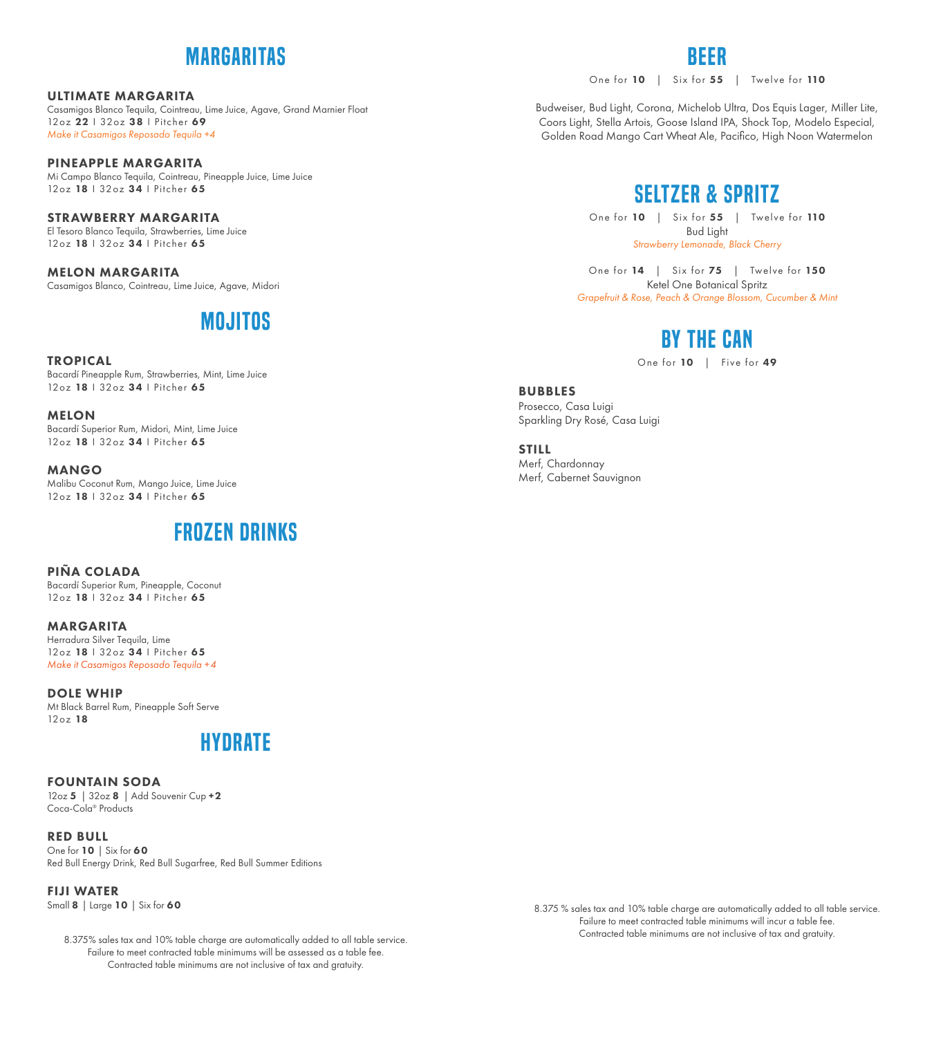# MARGARITAS

**ULTIMATE MARGARITA**
Casamigos Blanco Tequila, Cointreau, Lime Juice, Agave, Grand Marnier Float
12oz **22** | 32oz **38** | Pitcher **69**
*Make it Casamigos Reposado Tequila +4*

**PINEAPPLE MARGARITA**
Mi Campo Blanco Tequila, Cointreau, Pineapple Juice, Lime Juice
12oz **18** | 32oz **34** | Pitcher **65**

**STRAWBERRY MARGARITA**
El Tesoro Blanco Tequila, Strawberries, Lime Juice
12oz **18** | 32oz **34** | Pitcher **65**

**MELON MARGARITA**
Casamigos Blanco, Cointreau, Lime Juice, Agave, Midori

# MOJITOS

**TROPICAL**
Bacardí Pineapple Rum, Strawberries, Mint, Lime Juice
12oz **18** | 32oz **34** | Pitcher **65**

**MELON**
Bacardí Superior Rum, Midori, Mint, Lime Juice
12oz **18** | 32oz **34** | Pitcher **65**

**MANGO**
Malibu Coconut Rum, Mango Juice, Lime Juice
12oz **18** | 32oz **34** | Pitcher **65**

# FROZEN DRINKS

**PIÑA COLADA**
Bacardí Superior Rum, Pineapple, Coconut
12oz **18** | 32oz **34** | Pitcher **65**

**MARGARITA**
Herradura Silver Tequila, Lime
12oz **18** | 32oz **34** | Pitcher **65**
*Make it Casamigos Reposado Tequila +4*

**DOLE WHIP**
Mt Black Barrel Rum, Pineapple Soft Serve
12oz **18**

# HYDRATE

**FOUNTAIN SODA**
12oz **5** | 32oz **8** | Add Souvenir Cup **+2**
Coca-Cola® Products

**RED BULL**
One for **10** | Six for **60**
Red Bull Energy Drink, Red Bull Sugarfree, Red Bull Summer Editions

**FIJI WATER**
Small **8** | Large **10** | Six for **60**

8.375% sales tax and 10% table charge are automatically added to all table service.
Failure to meet contracted table minimums will be assessed as a table fee.
Contracted table minimums are not inclusive of tax and gratuity.

# BEER

One for **10** | Six for **55** | Twelve for **110**

Budweiser, Bud Light, Corona, Michelob Ultra, Dos Equis Lager, Miller Lite, Coors Light, Stella Artois, Goose Island IPA, Shock Top, Modelo Especial, Golden Road Mango Cart Wheat Ale, Pacifico, High Noon Watermelon

# SELTZER & SPRITZ

One for **10** | Six for **55** | Twelve for **110**
Bud Light
*Strawberry Lemonade, Black Cherry*

One for **14** | Six for **75** | Twelve for **150**
Ketel One Botanical Spritz
*Grapefruit & Rose, Peach & Orange Blossom, Cucumber & Mint*

# BY THE CAN

One for **10** | Five for **49**

**BUBBLES**
Prosecco, Casa Luigi
Sparkling Dry Rosé, Casa Luigi

**STILL**
Merf, Chardonnay
Merf, Cabernet Sauvignon

8.375 % sales tax and 10% table charge are automatically added to all table service.
Failure to meet contracted table minimums will incur a table fee.
Contracted table minimums are not inclusive of tax and gratuity.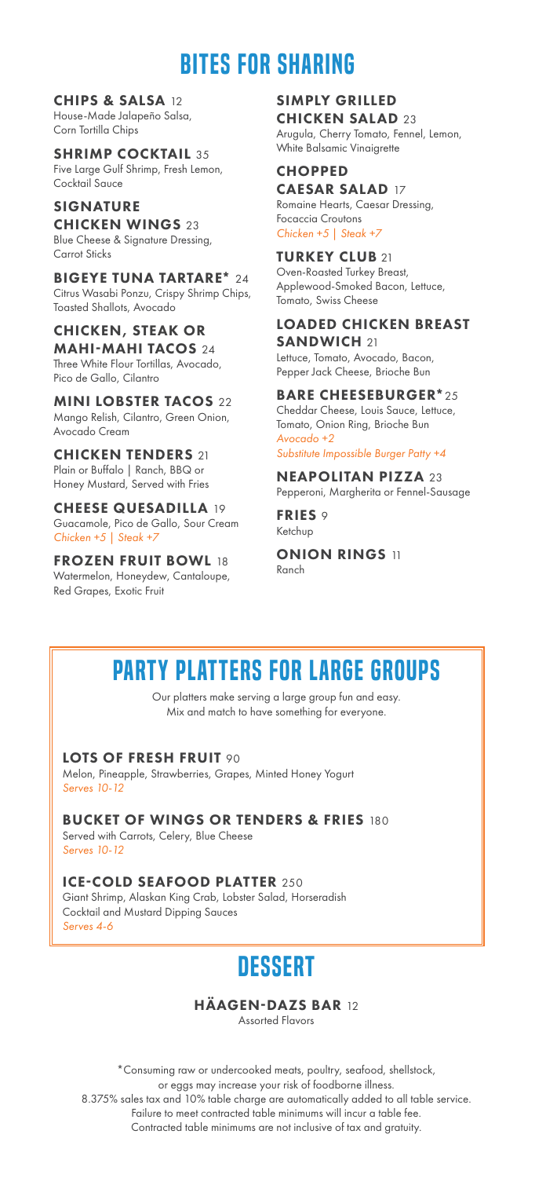# BITES FOR SHARING

**CHIPS & SALSA** 12
House-Made Jalapeño Salsa, Corn Tortilla Chips

**SHRIMP COCKTAIL** 35
Five Large Gulf Shrimp, Fresh Lemon, Cocktail Sauce

**SIGNATURE CHICKEN WINGS** 23
Blue Cheese & Signature Dressing, Carrot Sticks

**BIGEYE TUNA TARTARE*** 24
Citrus Wasabi Ponzu, Crispy Shrimp Chips, Toasted Shallots, Avocado

**CHICKEN, STEAK OR MAHI-MAHI TACOS** 24
Three White Flour Tortillas, Avocado, Pico de Gallo, Cilantro

**MINI LOBSTER TACOS** 22
Mango Relish, Cilantro, Green Onion, Avocado Cream

**CHICKEN TENDERS** 21
Plain or Buffalo | Ranch, BBQ or Honey Mustard, Served with Fries

**CHEESE QUESADILLA** 19
Guacamole, Pico de Gallo, Sour Cream
*Chicken +5 | Steak +7*

**FROZEN FRUIT BOWL** 18
Watermelon, Honeydew, Cantaloupe, Red Grapes, Exotic Fruit

**SIMPLY GRILLED CHICKEN SALAD** 23
Arugula, Cherry Tomato, Fennel, Lemon, White Balsamic Vinaigrette

**CHOPPED CAESAR SALAD** 17
Romaine Hearts, Caesar Dressing, Focaccia Croutons
*Chicken +5 | Steak +7*

**TURKEY CLUB** 21
Oven-Roasted Turkey Breast, Applewood-Smoked Bacon, Lettuce, Tomato, Swiss Cheese

**LOADED CHICKEN BREAST SANDWICH** 21
Lettuce, Tomato, Avocado, Bacon, Pepper Jack Cheese, Brioche Bun

**BARE CHEESEBURGER*** 25
Cheddar Cheese, Louis Sauce, Lettuce, Tomato, Onion Ring, Brioche Bun
*Avocado +2*
*Substitute Impossible Burger Patty +4*

**NEAPOLITAN PIZZA** 23
Pepperoni, Margherita or Fennel-Sausage

**FRIES** 9
Ketchup

**ONION RINGS** 11
Ranch

# PARTY PLATTERS FOR LARGE GROUPS

Our platters make serving a large group fun and easy.
Mix and match to have something for everyone.

**LOTS OF FRESH FRUIT** 90
Melon, Pineapple, Strawberries, Grapes, Minted Honey Yogurt
*Serves 10-12*

**BUCKET OF WINGS OR TENDERS & FRIES** 180
Served with Carrots, Celery, Blue Cheese
*Serves 10-12*

**ICE-COLD SEAFOOD PLATTER** 250
Giant Shrimp, Alaskan King Crab, Lobster Salad, Horseradish Cocktail and Mustard Dipping Sauces
*Serves 4-6*

# DESSERT

**HÄAGEN-DAZS BAR** 12
Assorted Flavors

*Consuming raw or undercooked meats, poultry, seafood, shellstock, or eggs may increase your risk of foodborne illness.
8.375% sales tax and 10% table charge are automatically added to all table service.
Failure to meet contracted table minimums will incur a table fee.
Contracted table minimums are not inclusive of tax and gratuity.